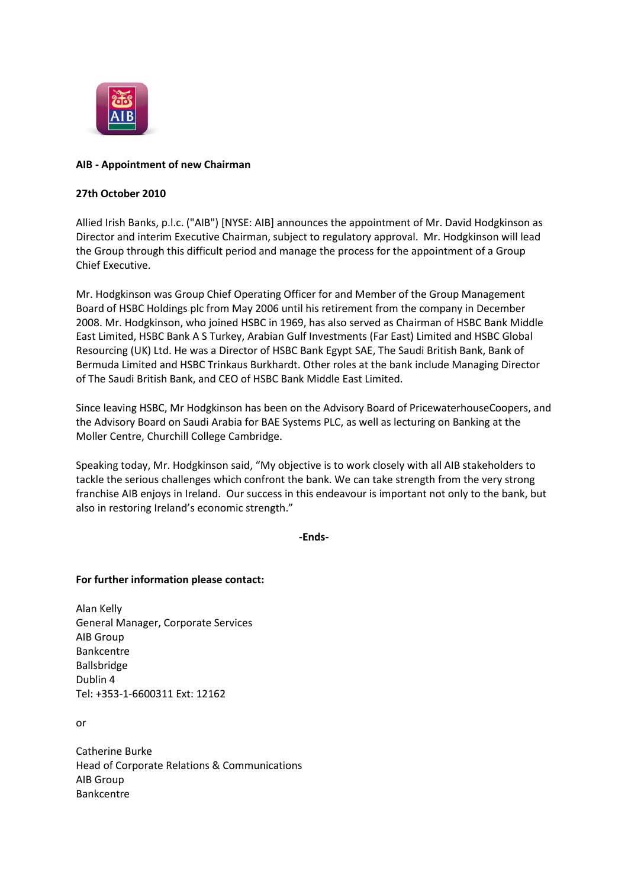**AIB - Appointment of new Chairman**

**27th October 2010**

Allied Irish Banks, p.l.c. ("AIB") [NYSE: AIB] announces the appointment of Mr. David Hodgkinson as Director and interim Executive Chairman, subject to regulatory approval. Mr. Hodgkinson will lead the Group through this difficult period and manage the process for the appointment of a Group Chief Executive.

Mr. Hodgkinson was Group Chief Operating Officer for and Member of the Group Management Board of HSBC Holdings plc from May 2006 until his retirement from the company in December 2008. Mr. Hodgkinson, who joined HSBC in 1969, has also served as Chairman of HSBC Bank Middle East Limited, HSBC Bank A S Turkey, Arabian Gulf Investments (Far East) Limited and HSBC Global Resourcing (UK) Ltd. He was a Director of HSBC Bank Egypt SAE, The Saudi British Bank, Bank of Bermuda Limited and HSBC Trinkaus Burkhardt. Other roles at the bank include Managing Director of The Saudi British Bank, and CEO of HSBC Bank Middle East Limited.

Since leaving HSBC, Mr Hodgkinson has been on the Advisory Board of PricewaterhouseCoopers, and the Advisory Board on Saudi Arabia for BAE Systems PLC, as well as lecturing on Banking at the Moller Centre, Churchill College Cambridge.

Speaking today, Mr. Hodgkinson said, "My objective is to work closely with all AIB stakeholders to tackle the serious challenges which confront the bank. We can take strength from the very strong franchise AIB enjoys in Ireland. Our success in this endeavour is important not only to the bank, but also in restoring Ireland's economic strength."

**-Ends-**

**For further information please contact:**

Alan Kelly
General Manager, Corporate Services
AIB Group
Bankcentre
Ballsbridge
Dublin 4
Tel: +353-1-6600311 Ext: 12162

or

Catherine Burke
Head of Corporate Relations & Communications
AIB Group
Bankcentre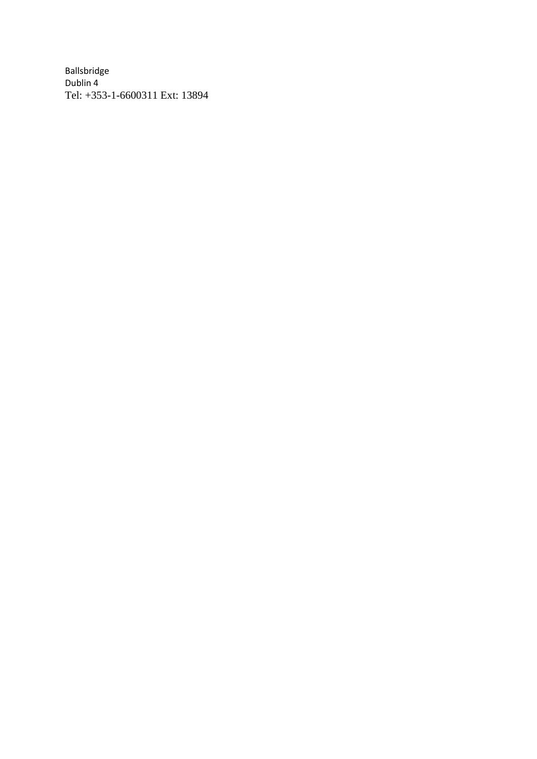Ballsbridge
Dublin 4
Tel: +353-1-6600311 Ext: 13894